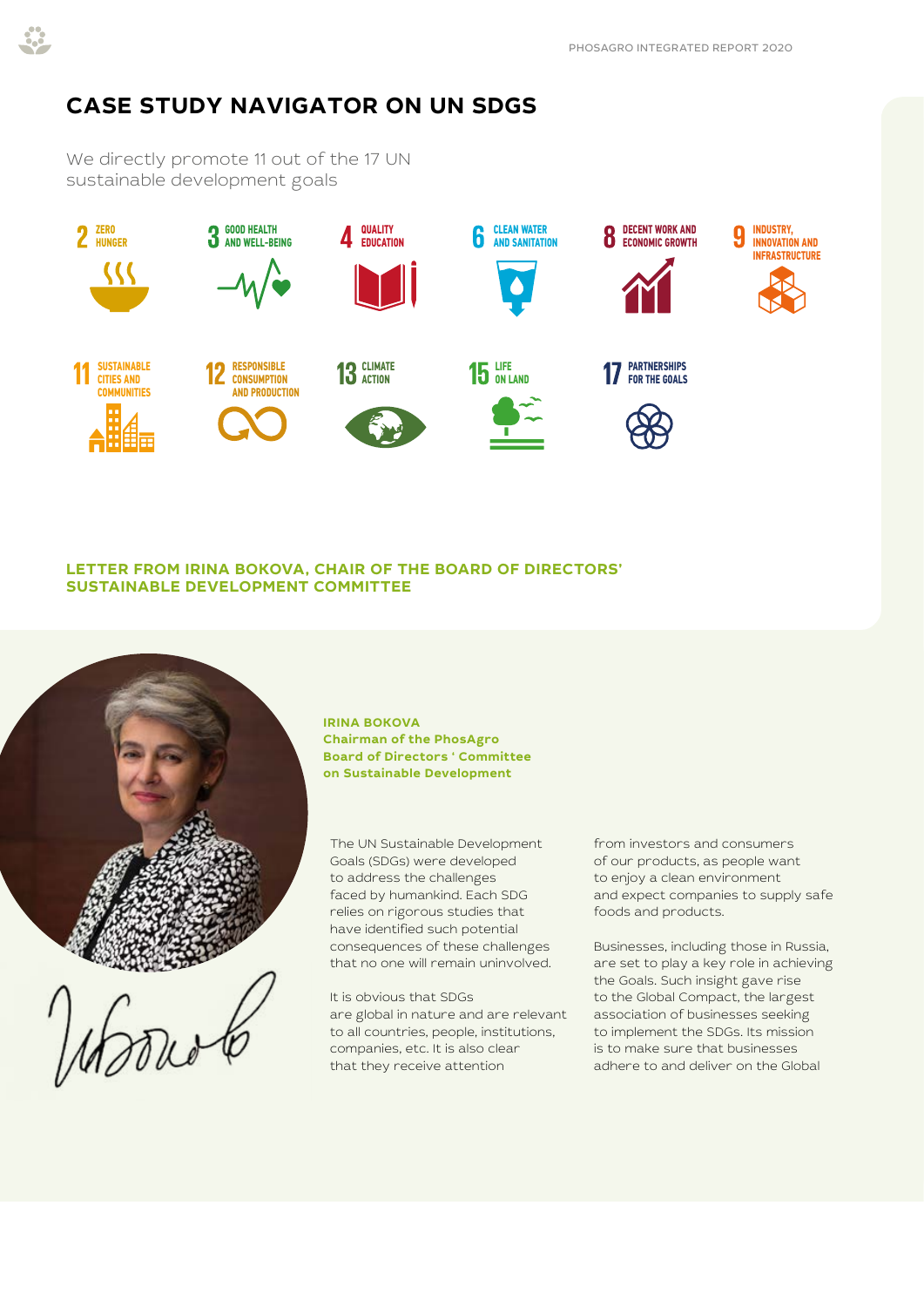# CASE STUDY NAVIGATOR ON UN SDGS

We directly promote 11 out of the 17 UN sustainable development goals

- 2 ZERO HUNGER
- 3 GOOD HEALTH AND WELL-BEING
- 4 QUALITY EDUCATION
- 6 CLEAN WATER AND SANITATION
- 8 DECENT WORK AND ECONOMIC GROWTH
- 9 INDUSTRY, INNOVATION AND INFRASTRUCTURE
- 11 SUSTAINABLE CITIES AND COMMUNITIES
- 12 RESPONSIBLE CONSUMPTION AND PRODUCTION
- 13 CLIMATE ACTION
- 15 LIFE ON LAND
- 17 PARTNERSHIPS FOR THE GOALS

## LETTER FROM IRINA BOKOVA, CHAIR OF THE BOARD OF DIRECTORS' SUSTAINABLE DEVELOPMENT COMMITTEE

**IRINA BOKOVA**
**Chairman of the PhosAgro Board of Directors ' Committee on Sustainable Development**

The UN Sustainable Development Goals (SDGs) were developed to address the challenges faced by humankind. Each SDG relies on rigorous studies that have identified such potential consequences of these challenges that no one will remain uninvolved.

It is obvious that SDGs are global in nature and are relevant to all countries, people, institutions, companies, etc. It is also clear that they receive attention from investors and consumers of our products, as people want to enjoy a clean environment and expect companies to supply safe foods and products.

Businesses, including those in Russia, are set to play a key role in achieving the Goals. Such insight gave rise to the Global Compact, the largest association of businesses seeking to implement the SDGs. Its mission is to make sure that businesses adhere to and deliver on the Global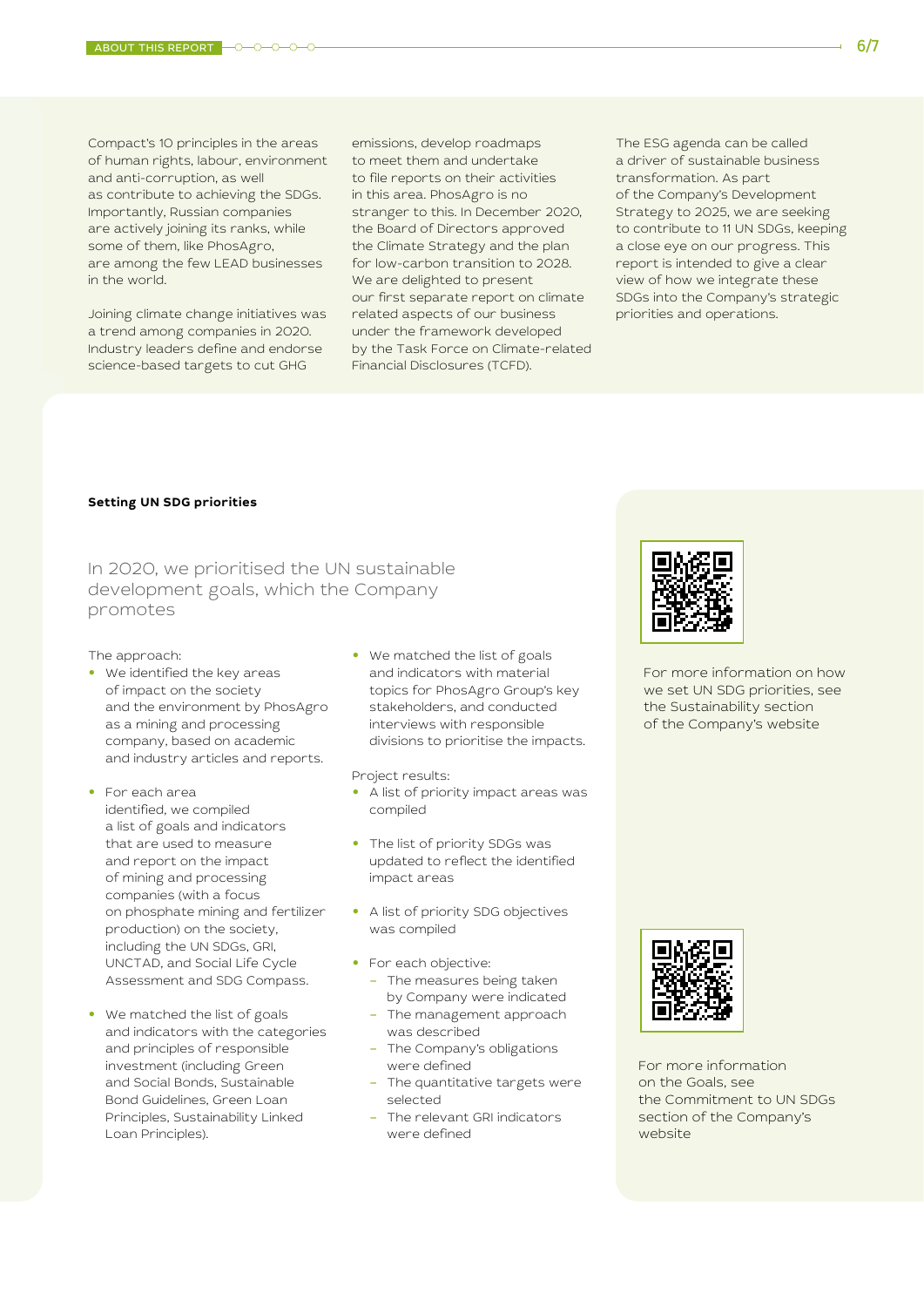Compact's 10 principles in the areas of human rights, labour, environment and anti-corruption, as well as contribute to achieving the SDGs. Importantly, Russian companies are actively joining its ranks, while some of them, like PhosAgro, are among the few LEAD businesses in the world.

Joining climate change initiatives was a trend among companies in 2020. Industry leaders define and endorse science-based targets to cut GHG emissions, develop roadmaps to meet them and undertake to file reports on their activities in this area. PhosAgro is no stranger to this. In December 2020, the Board of Directors approved the Climate Strategy and the plan for low-carbon transition to 2028. We are delighted to present our first separate report on climate related aspects of our business under the framework developed by the Task Force on Climate-related Financial Disclosures (TCFD).

The ESG agenda can be called a driver of sustainable business transformation. As part of the Company's Development Strategy to 2025, we are seeking to contribute to 11 UN SDGs, keeping a close eye on our progress. This report is intended to give a clear view of how we integrate these SDGs into the Company's strategic priorities and operations.

**Setting UN SDG priorities**

## In 2020, we prioritised the UN sustainable development goals, which the Company promotes

The approach:

- We identified the key areas of impact on the society and the environment by PhosAgro as a mining and processing company, based on academic and industry articles and reports.
- For each area identified, we compiled a list of goals and indicators that are used to measure and report on the impact of mining and processing companies (with a focus on phosphate mining and fertilizer production) on the society, including the UN SDGs, GRI, UNCTAD, and Social Life Cycle Assessment and SDG Compass.
- We matched the list of goals and indicators with the categories and principles of responsible investment (including Green and Social Bonds, Sustainable Bond Guidelines, Green Loan Principles, Sustainability Linked Loan Principles).
- We matched the list of goals and indicators with material topics for PhosAgro Group's key stakeholders, and conducted interviews with responsible divisions to prioritise the impacts.

Project results:

- A list of priority impact areas was compiled
- The list of priority SDGs was updated to reflect the identified impact areas
- A list of priority SDG objectives was compiled
- For each objective:
  - The measures being taken by Company were indicated
  - The management approach was described
  - The Company's obligations were defined
  - The quantitative targets were selected
  - The relevant GRI indicators were defined

For more information on how we set UN SDG priorities, see the Sustainability section of the Company's website

For more information on the Goals, see the Commitment to UN SDGs section of the Company's website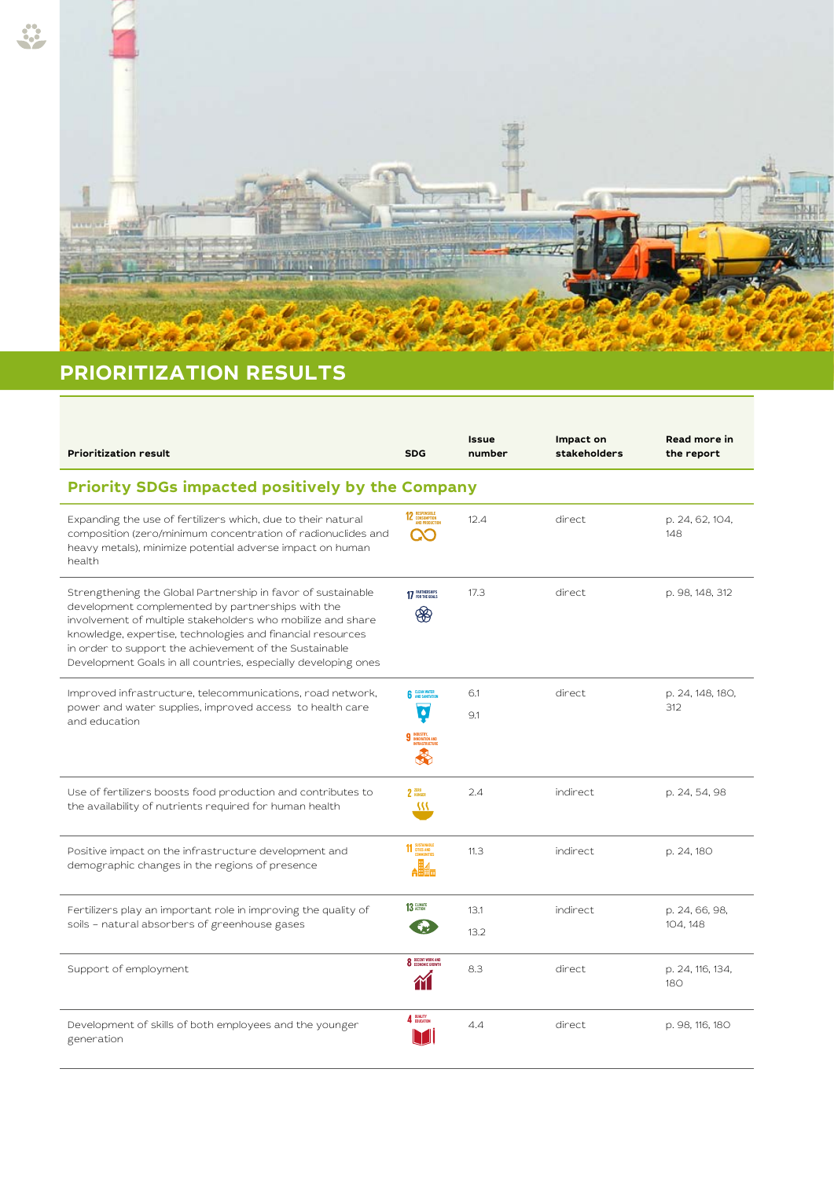# PRIORITIZATION RESULTS

| Prioritization result | SDG | Issue number | Impact on stakeholders | Read more in the report |
|---|---|---|---|---|
| **Priority SDGs impacted positively by the Company** | | | | |
| Expanding the use of fertilizers which, due to their natural composition (zero/minimum concentration of radionuclides and heavy metals), minimize potential adverse impact on human health | 12 RESPONSIBLE CONSUMPTION AND PRODUCTION | 12.4 | direct | p. 24, 62, 104, 148 |
| Strengthening the Global Partnership in favor of sustainable development complemented by partnerships with the involvement of multiple stakeholders who mobilize and share knowledge, expertise, technologies and financial resources in order to support the achievement of the Sustainable Development Goals in all countries, especially developing ones | 17 PARTNERSHIPS FOR THE GOALS | 17.3 | direct | p. 98, 148, 312 |
| Improved infrastructure, telecommunications, road network, power and water supplies, improved access to health care and education | 6 CLEAN WATER AND SANITATION; 9 INDUSTRY, INNOVATION AND INFRASTRUCTURE | 6.1; 9.1 | direct | p. 24, 148, 180, 312 |
| Use of fertilizers boosts food production and contributes to the availability of nutrients required for human health | 2 ZERO HUNGER | 2.4 | indirect | p. 24, 54, 98 |
| Positive impact on the infrastructure development and demographic changes in the regions of presence | 11 SUSTAINABLE CITIES AND COMMUNITIES | 11.3 | indirect | p. 24, 180 |
| Fertilizers play an important role in improving the quality of soils – natural absorbers of greenhouse gases | 13 CLIMATE ACTION | 13.1; 13.2 | indirect | p. 24, 66, 98, 104, 148 |
| Support of employment | 8 DECENT WORK AND ECONOMIC GROWTH | 8.3 | direct | p. 24, 116, 134, 180 |
| Development of skills of both employees and the younger generation | 4 QUALITY EDUCATION | 4.4 | direct | p. 98, 116, 180 |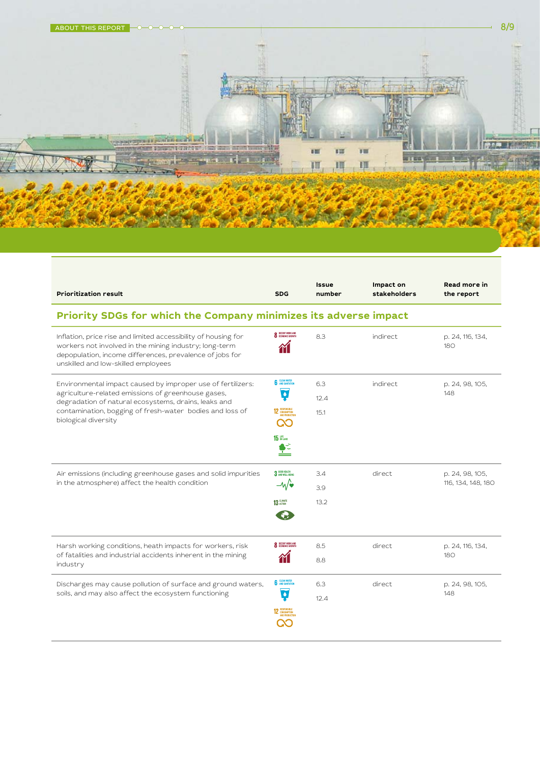| Prioritization result | SDG | Issue number | Impact on stakeholders | Read more in the report |
|---|---|---|---|---|
| **Priority SDGs for which the Company minimizes its adverse impact** | | | | |
| Inflation, price rise and limited accessibility of housing for workers not involved in the mining industry; long-term depopulation, income differences, prevalence of jobs for unskilled and low-skilled employees | 8 | 8.3 | indirect | p. 24, 116, 134, 180 |
| Environmental impact caused by improper use of fertilizers: agriculture-related emissions of greenhouse gases, degradation of natural ecosystems, drains, leaks and contamination, bogging of fresh-water bodies and loss of biological diversity | 6, 12, 15 | 6.3, 12.4, 15.1 | indirect | p. 24, 98, 105, 148 |
| Air emissions (including greenhouse gases and solid impurities in the atmosphere) affect the health condition | 3, 13 | 3.4, 3.9, 13.2 | direct | p. 24, 98, 105, 116, 134, 148, 180 |
| Harsh working conditions, heath impacts for workers, risk of fatalities and industrial accidents inherent in the mining industry | 8 | 8.5, 8.8 | direct | p. 24, 116, 134, 180 |
| Discharges may cause pollution of surface and ground waters, soils, and may also affect the ecosystem functioning | 6, 12 | 6.3, 12.4 | direct | p. 24, 98, 105, 148 |